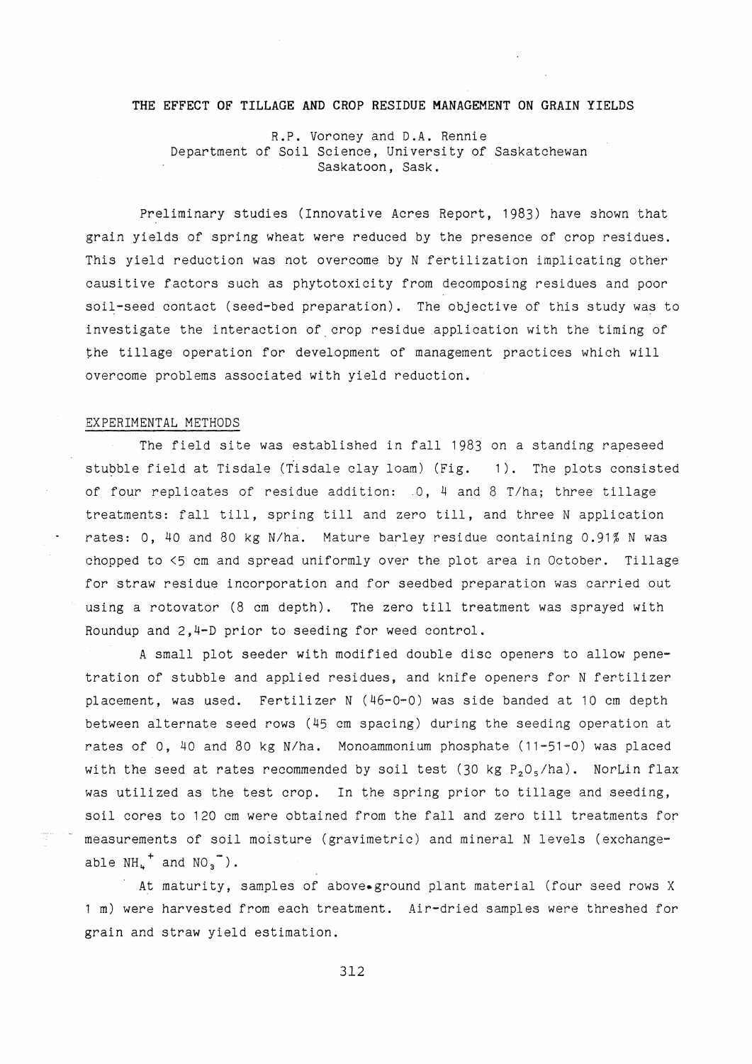# THE EFFECT OF TILLAGE AND CROP RESIDUE MANAGEMENT ON GRAIN YIELDS

R.P. Voroney and D.A. Rennie
Department of Soil Science, University of Saskatchewan
Saskatoon, Sask.

Preliminary studies (Innovative Acres Report, 1983) have shown that grain yields of spring wheat were reduced by the presence of crop residues. This yield reduction was not overcome by N fertilization implicating other causitive factors such as phytotoxicity from decomposing residues and poor soil-seed contact (seed-bed preparation). The objective of this study was to investigate the interaction of crop residue application with the timing of the tillage operation for development of management practices which will overcome problems associated with yield reduction.

## EXPERIMENTAL METHODS

The field site was established in fall 1983 on a standing rapeseed stubble field at Tisdale (Tisdale clay loam) (Fig. 1). The plots consisted of four replicates of residue addition: 0, 4 and 8 T/ha; three tillage treatments: fall till, spring till and zero till, and three N application rates: 0, 40 and 80 kg N/ha. Mature barley residue containing 0.91% N was chopped to <5 cm and spread uniformly over the plot area in October. Tillage for straw residue incorporation and for seedbed preparation was carried out using a rotovator (8 cm depth). The zero till treatment was sprayed with Roundup and 2,4-D prior to seeding for weed control.

A small plot seeder with modified double disc openers to allow penetration of stubble and applied residues, and knife openers for N fertilizer placement, was used. Fertilizer N (46-0-0) was side banded at 10 cm depth between alternate seed rows (45 cm spacing) during the seeding operation at rates of 0, 40 and 80 kg N/ha. Monoammonium phosphate (11-51-0) was placed with the seed at rates recommended by soil test (30 kg $P_2O_5$/ha). NorLin flax was utilized as the test crop. In the spring prior to tillage and seeding, soil cores to 120 cm were obtained from the fall and zero till treatments for measurements of soil moisture (gravimetric) and mineral N levels (exchangeable $NH_4^+$ and $NO_3^-$).

At maturity, samples of above-ground plant material (four seed rows X 1 m) were harvested from each treatment. Air-dried samples were threshed for grain and straw yield estimation.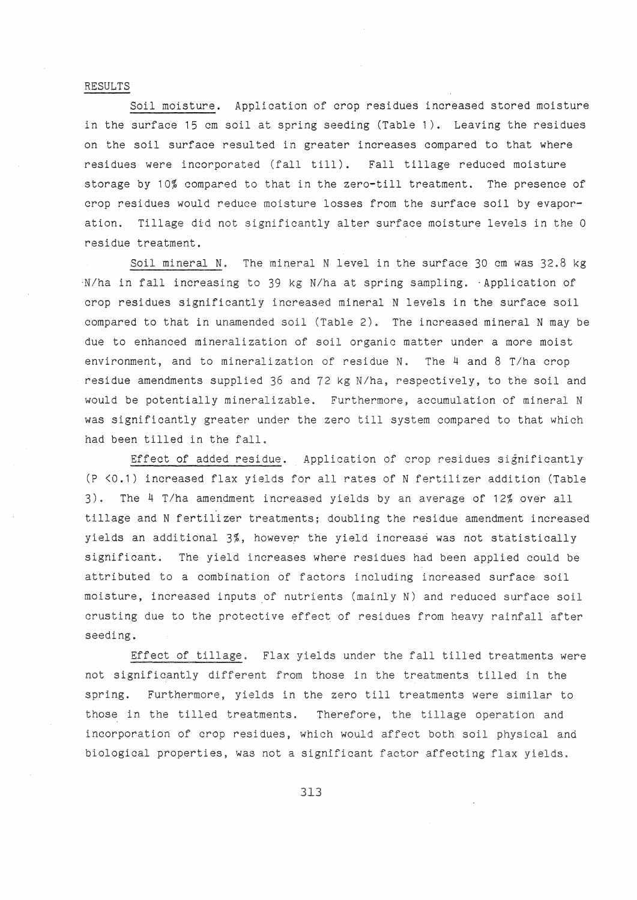## RESULTS

Soil moisture. Application of crop residues increased stored moisture in the surface 15 cm soil at spring seeding (Table 1). Leaving the residues on the soil surface resulted in greater increases compared to that where residues were incorporated (fall till). Fall tillage reduced moisture storage by 10% compared to that in the zero-till treatment. The presence of crop residues would reduce moisture losses from the surface soil by evaporation. Tillage did not significantly alter surface moisture levels in the 0 residue treatment.

Soil mineral N. The mineral N level in the surface 30 cm was 32.8 kg N/ha in fall increasing to 39 kg N/ha at spring sampling. Application of crop residues significantly increased mineral N levels in the surface soil compared to that in unamended soil (Table 2). The increased mineral N may be due to enhanced mineralization of soil organic matter under a more moist environment, and to mineralization of residue N. The 4 and 8 T/ha crop residue amendments supplied 36 and 72 kg N/ha, respectively, to the soil and would be potentially mineralizable. Furthermore, accumulation of mineral N was significantly greater under the zero till system compared to that which had been tilled in the fall.

Effect of added residue. Application of crop residues significantly ($P < 0.1$) increased flax yields for all rates of N fertilizer addition (Table 3). The 4 T/ha amendment increased yields by an average of 12% over all tillage and N fertilizer treatments; doubling the residue amendment increased yields an additional 3%, however the yield increase was not statistically significant. The yield increases where residues had been applied could be attributed to a combination of factors including increased surface soil moisture, increased inputs of nutrients (mainly N) and reduced surface soil crusting due to the protective effect of residues from heavy rainfall after seeding.

Effect of tillage. Flax yields under the fall tilled treatments were not significantly different from those in the treatments tilled in the spring. Furthermore, yields in the zero till treatments were similar to those in the tilled treatments. Therefore, the tillage operation and incorporation of crop residues, which would affect both soil physical and biological properties, was not a significant factor affecting flax yields.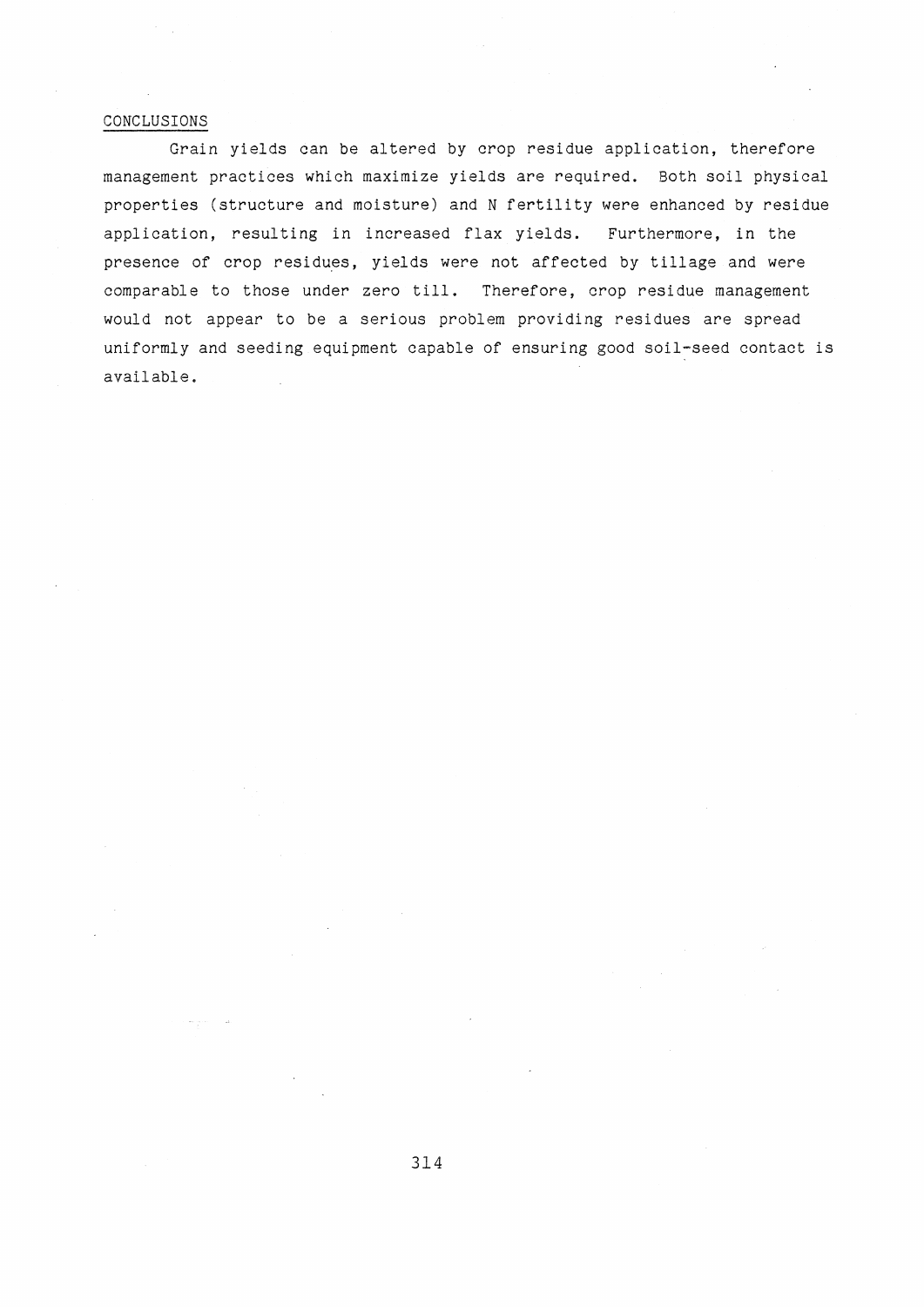## CONCLUSIONS

Grain yields can be altered by crop residue application, therefore management practices which maximize yields are required. Both soil physical properties (structure and moisture) and N fertility were enhanced by residue application, resulting in increased flax yields. Furthermore, in the presence of crop residues, yields were not affected by tillage and were comparable to those under zero till. Therefore, crop residue management would not appear to be a serious problem providing residues are spread uniformly and seeding equipment capable of ensuring good soil-seed contact is available.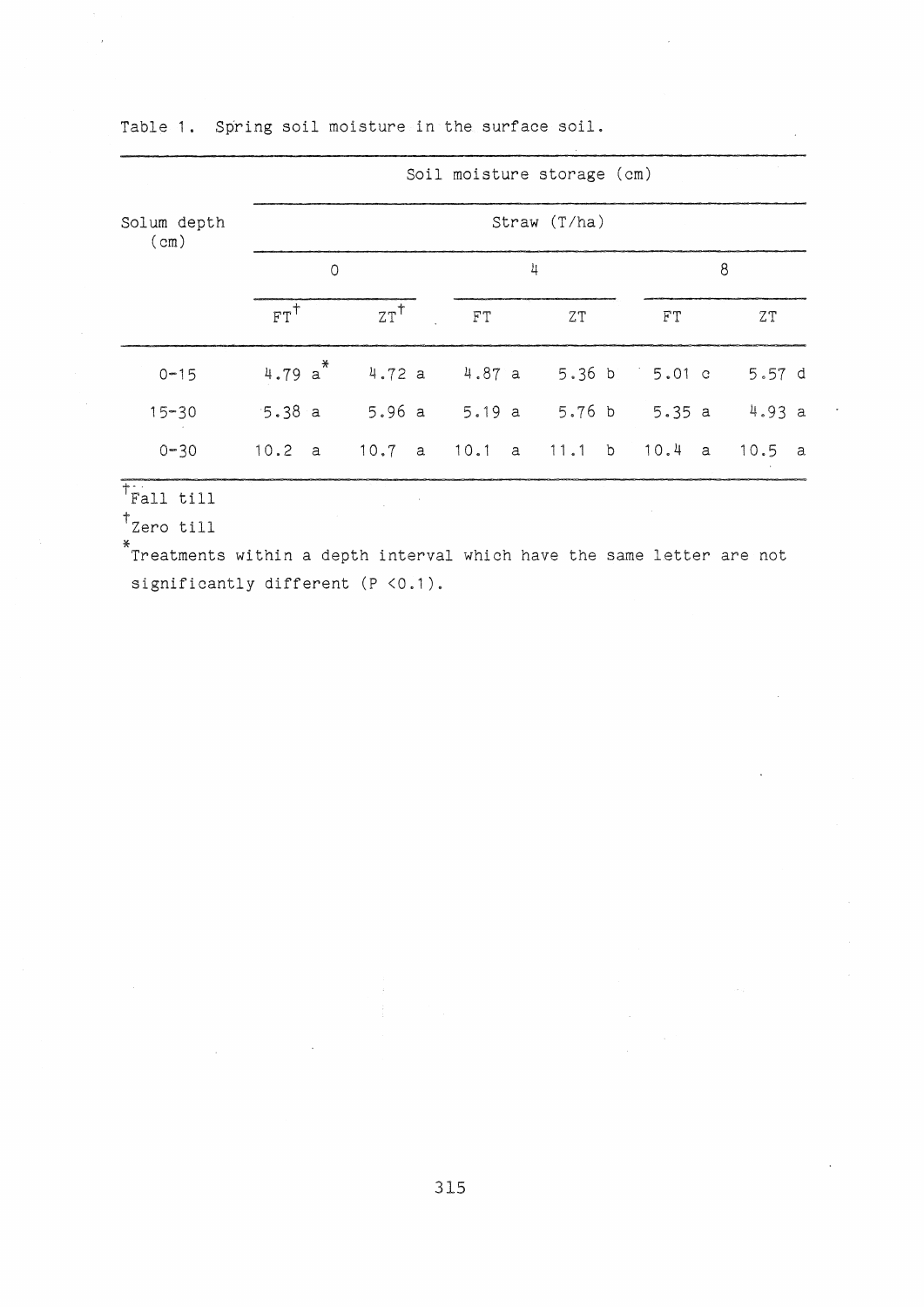Table 1. Spring soil moisture in the surface soil.

| Solum depth (cm) | Soil moisture storage (cm) | | | | | |
|---|---|---|---|---|---|---|
| | Straw (T/ha) | | | | | |
| | 0 | | 4 | | 8 | |
| | FT† | ZT† | FT | ZT | FT | ZT |
| 0-15 | 4.79 a* | 4.72 a | 4.87 a | 5.36 b | 5.01 c | 5.57 d |
| 15-30 | 5.38 a | 5.96 a | 5.19 a | 5.76 b | 5.35 a | 4.93 a |
| 0-30 | 10.2 a | 10.7 a | 10.1 a | 11.1 b | 10.4 a | 10.5 a |

†Fall till

†Zero till

*Treatments within a depth interval which have the same letter are not significantly different ($P < 0.1$).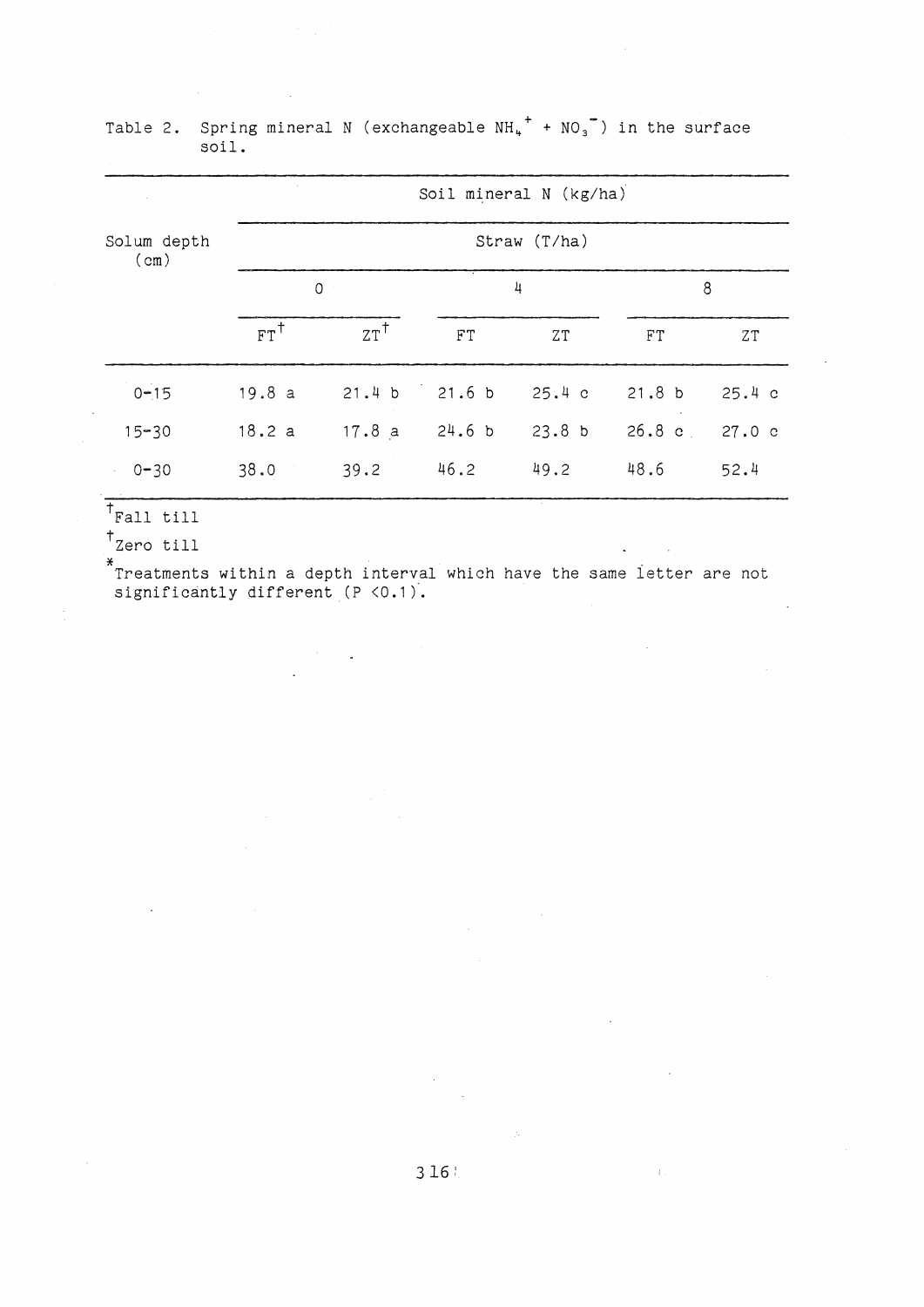Table 2. Spring mineral N (exchangeable $NH_4^+$ + $NO_3^-$) in the surface soil.

| Solum depth (cm) | Soil mineral N (kg/ha) | | | | | |
|---|---|---|---|---|---|---|
| | Straw (T/ha) | | | | | |
| | 0 | | 4 | | 8 | |
| | FT[†] | ZT[†] | FT | ZT | FT | ZT |
| 0-15 | 19.8 a | 21.4 b | 21.6 b | 25.4 c | 21.8 b | 25.4 c |
| 15-30 | 18.2 a | 17.8 a | 24.6 b | 23.8 b | 26.8 c | 27.0 c |
| 0-30 | 38.0 | 39.2 | 46.2 | 49.2 | 48.6 | 52.4 |

[†]Fall till

[†]Zero till

*Treatments within a depth interval which have the same letter are not significantly different (P <0.1).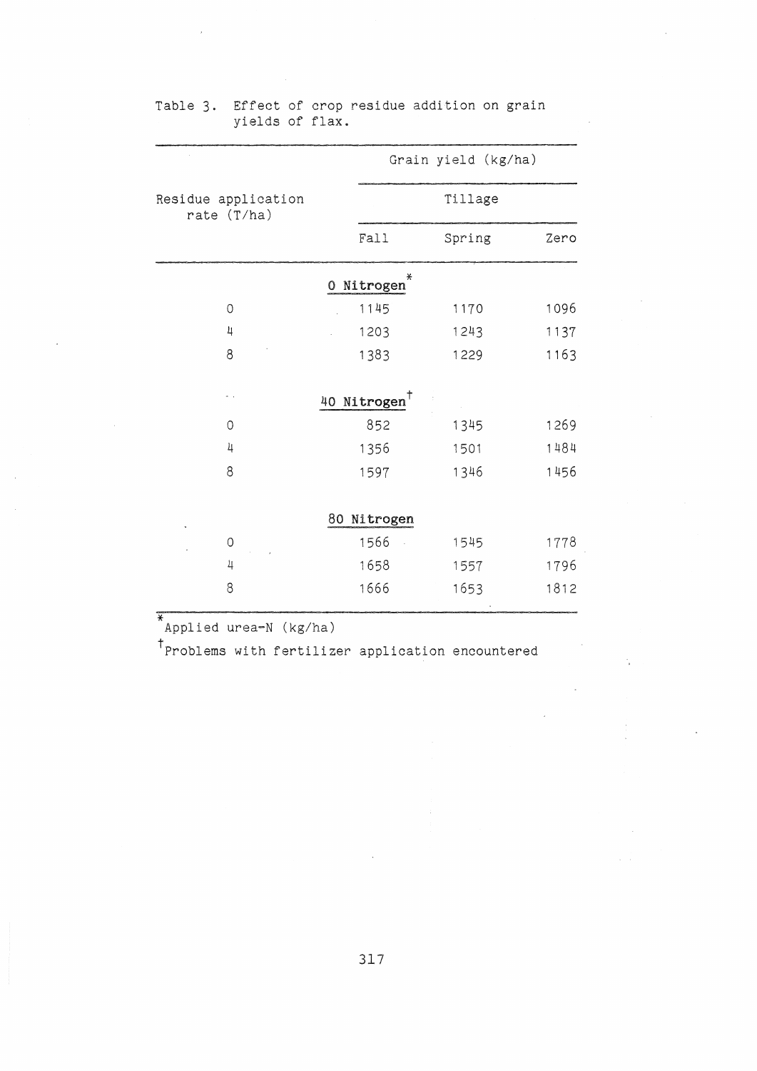Table 3. Effect of crop residue addition on grain yields of flax.

| Residue application rate (T/ha) | Grain yield (kg/ha) | | |
|---|---|---|---|
| | Tillage | | |
| | Fall | Spring | Zero |
| | **0 Nitrogen*** | | |
| 0 | 1145 | 1170 | 1096 |
| 4 | 1203 | 1243 | 1137 |
| 8 | 1383 | 1229 | 1163 |
| | **40 Nitrogen†** | | |
| 0 | 852 | 1345 | 1269 |
| 4 | 1356 | 1501 | 1484 |
| 8 | 1597 | 1346 | 1456 |
| | **80 Nitrogen** | | |
| 0 | 1566 | 1545 | 1778 |
| 4 | 1658 | 1557 | 1796 |
| 8 | 1666 | 1653 | 1812 |

*Applied urea-N (kg/ha)

†Problems with fertilizer application encountered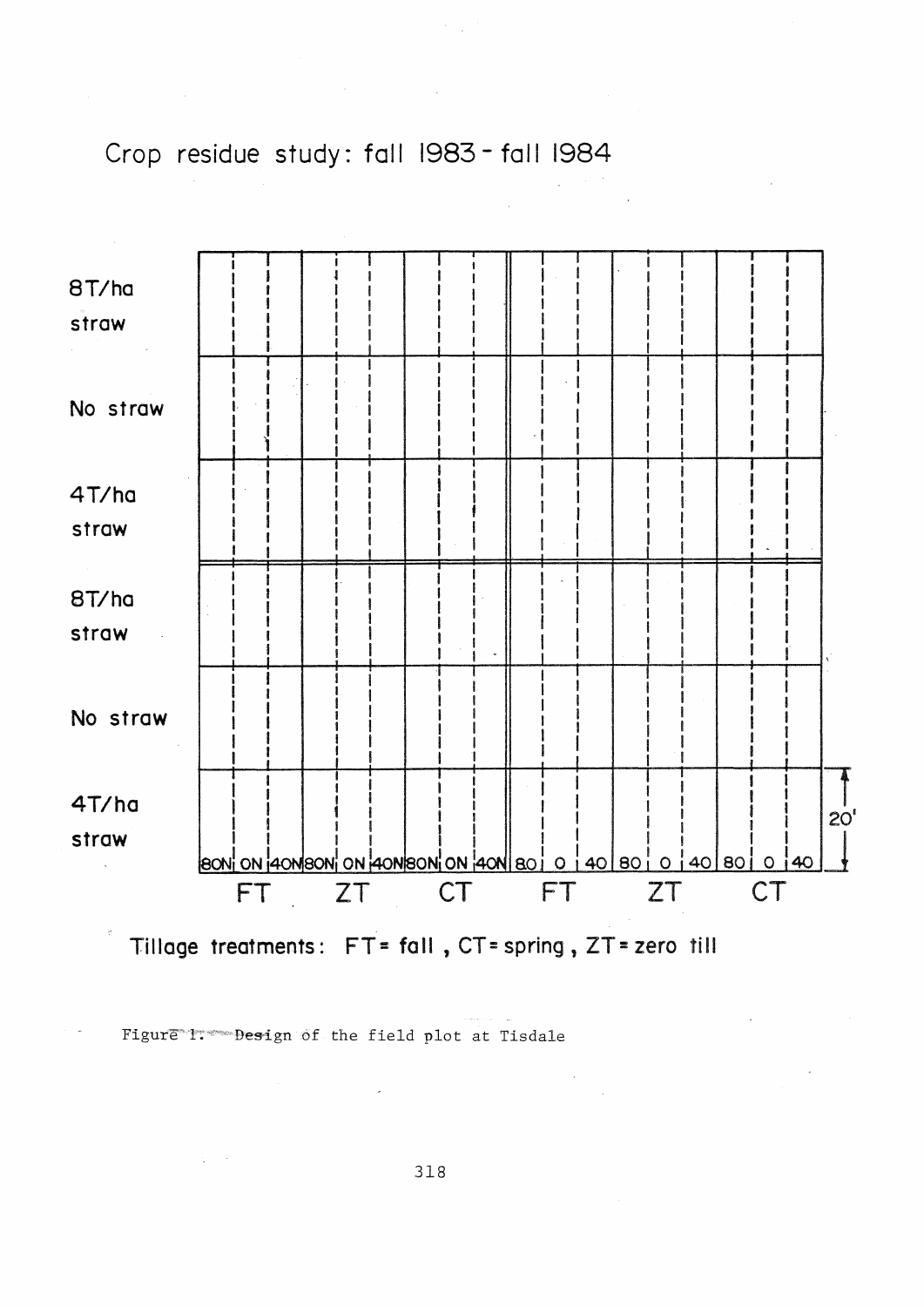Crop residue study: fall 1983 - fall 1984

8T/ha straw

No straw

4T/ha straw

8T/ha straw

No straw

4T/ha straw

80N ON 40N 80N ON 40N 80N ON 40N 80 0 40 80 0 40 80 0 40

FT ZT CT FT ZT CT

20'

Tillage treatments: FT = fall, CT = spring, ZT = zero till

Figure 1. Design of the field plot at Tisdale